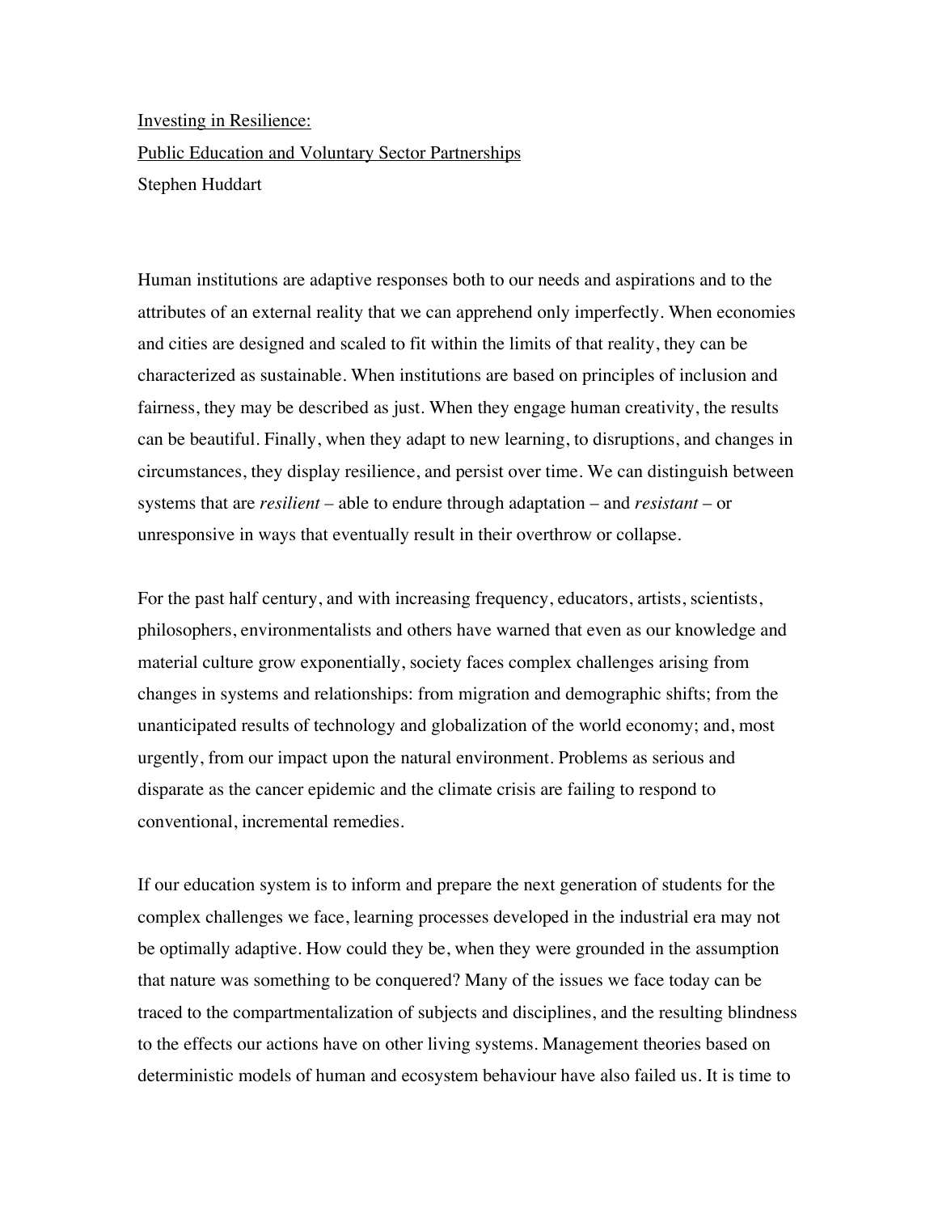# Investing in Resilience: Public Education and Voluntary Sector Partnerships

Stephen Huddart

Human institutions are adaptive responses both to our needs and aspirations and to the attributes of an external reality that we can apprehend only imperfectly. When economies and cities are designed and scaled to fit within the limits of that reality, they can be characterized as sustainable. When institutions are based on principles of inclusion and fairness, they may be described as just. When they engage human creativity, the results can be beautiful. Finally, when they adapt to new learning, to disruptions, and changes in circumstances, they display resilience, and persist over time. We can distinguish between systems that are *resilient* – able to endure through adaptation – and *resistant* – or unresponsive in ways that eventually result in their overthrow or collapse.

For the past half century, and with increasing frequency, educators, artists, scientists, philosophers, environmentalists and others have warned that even as our knowledge and material culture grow exponentially, society faces complex challenges arising from changes in systems and relationships: from migration and demographic shifts; from the unanticipated results of technology and globalization of the world economy; and, most urgently, from our impact upon the natural environment. Problems as serious and disparate as the cancer epidemic and the climate crisis are failing to respond to conventional, incremental remedies.

If our education system is to inform and prepare the next generation of students for the complex challenges we face, learning processes developed in the industrial era may not be optimally adaptive. How could they be, when they were grounded in the assumption that nature was something to be conquered? Many of the issues we face today can be traced to the compartmentalization of subjects and disciplines, and the resulting blindness to the effects our actions have on other living systems. Management theories based on deterministic models of human and ecosystem behaviour have also failed us. It is time to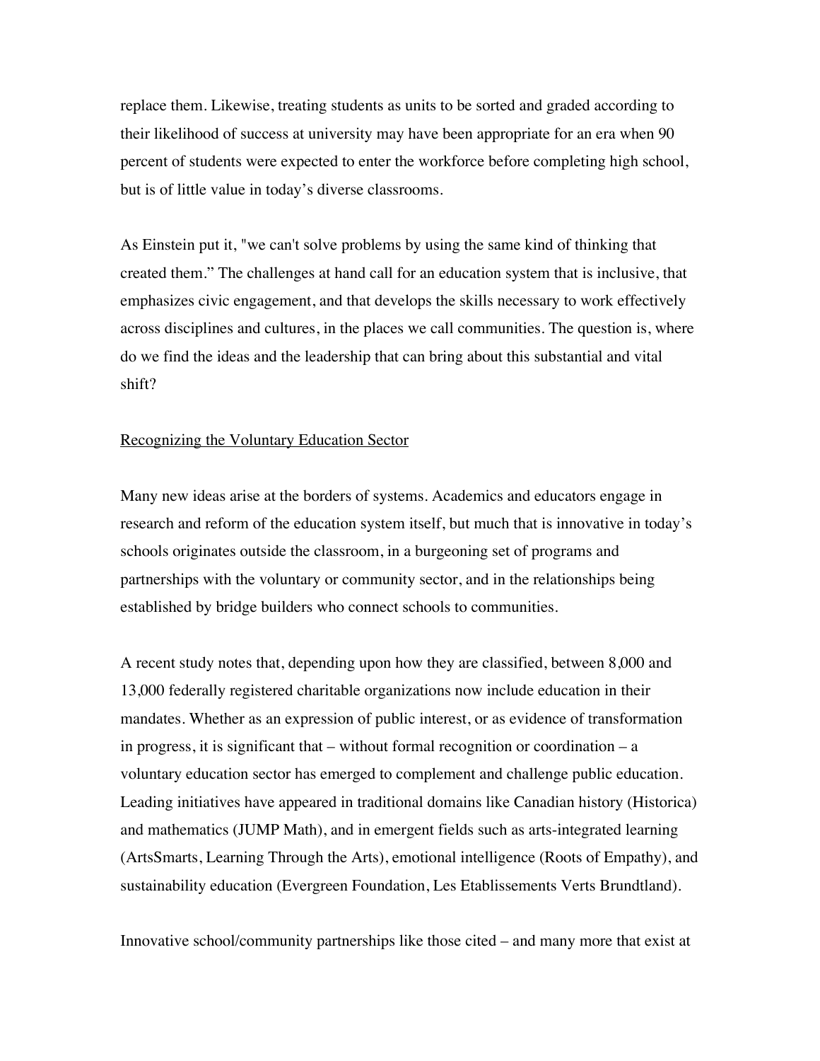replace them. Likewise, treating students as units to be sorted and graded according to their likelihood of success at university may have been appropriate for an era when 90 percent of students were expected to enter the workforce before completing high school, but is of little value in today's diverse classrooms.

As Einstein put it, "we can't solve problems by using the same kind of thinking that created them." The challenges at hand call for an education system that is inclusive, that emphasizes civic engagement, and that develops the skills necessary to work effectively across disciplines and cultures, in the places we call communities. The question is, where do we find the ideas and the leadership that can bring about this substantial and vital shift?

## Recognizing the Voluntary Education Sector

Many new ideas arise at the borders of systems. Academics and educators engage in research and reform of the education system itself, but much that is innovative in today's schools originates outside the classroom, in a burgeoning set of programs and partnerships with the voluntary or community sector, and in the relationships being established by bridge builders who connect schools to communities.

A recent study notes that, depending upon how they are classified, between 8,000 and 13,000 federally registered charitable organizations now include education in their mandates. Whether as an expression of public interest, or as evidence of transformation in progress, it is significant that – without formal recognition or coordination – a voluntary education sector has emerged to complement and challenge public education. Leading initiatives have appeared in traditional domains like Canadian history (Historica) and mathematics (JUMP Math), and in emergent fields such as arts-integrated learning (ArtsSmarts, Learning Through the Arts), emotional intelligence (Roots of Empathy), and sustainability education (Evergreen Foundation, Les Etablissements Verts Brundtland).

Innovative school/community partnerships like those cited – and many more that exist at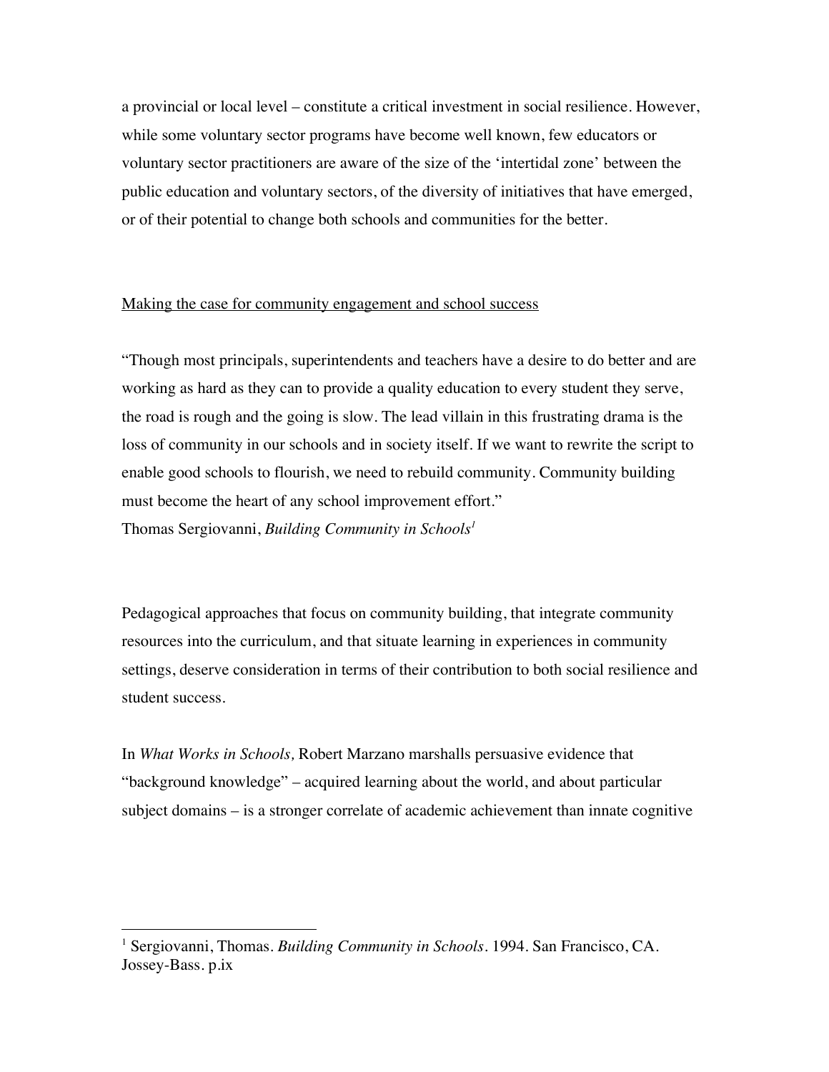a provincial or local level – constitute a critical investment in social resilience. However, while some voluntary sector programs have become well known, few educators or voluntary sector practitioners are aware of the size of the 'intertidal zone' between the public education and voluntary sectors, of the diversity of initiatives that have emerged, or of their potential to change both schools and communities for the better.

## Making the case for community engagement and school success

"Though most principals, superintendents and teachers have a desire to do better and are working as hard as they can to provide a quality education to every student they serve, the road is rough and the going is slow. The lead villain in this frustrating drama is the loss of community in our schools and in society itself. If we want to rewrite the script to enable good schools to flourish, we need to rebuild community. Community building must become the heart of any school improvement effort."
Thomas Sergiovanni, *Building Community in Schools*[1]

Pedagogical approaches that focus on community building, that integrate community resources into the curriculum, and that situate learning in experiences in community settings, deserve consideration in terms of their contribution to both social resilience and student success.

In *What Works in Schools,* Robert Marzano marshalls persuasive evidence that "background knowledge" – acquired learning about the world, and about particular subject domains – is a stronger correlate of academic achievement than innate cognitive

---

[1] Sergiovanni, Thomas. *Building Community in Schools*. 1994. San Francisco, CA. Jossey-Bass. p.ix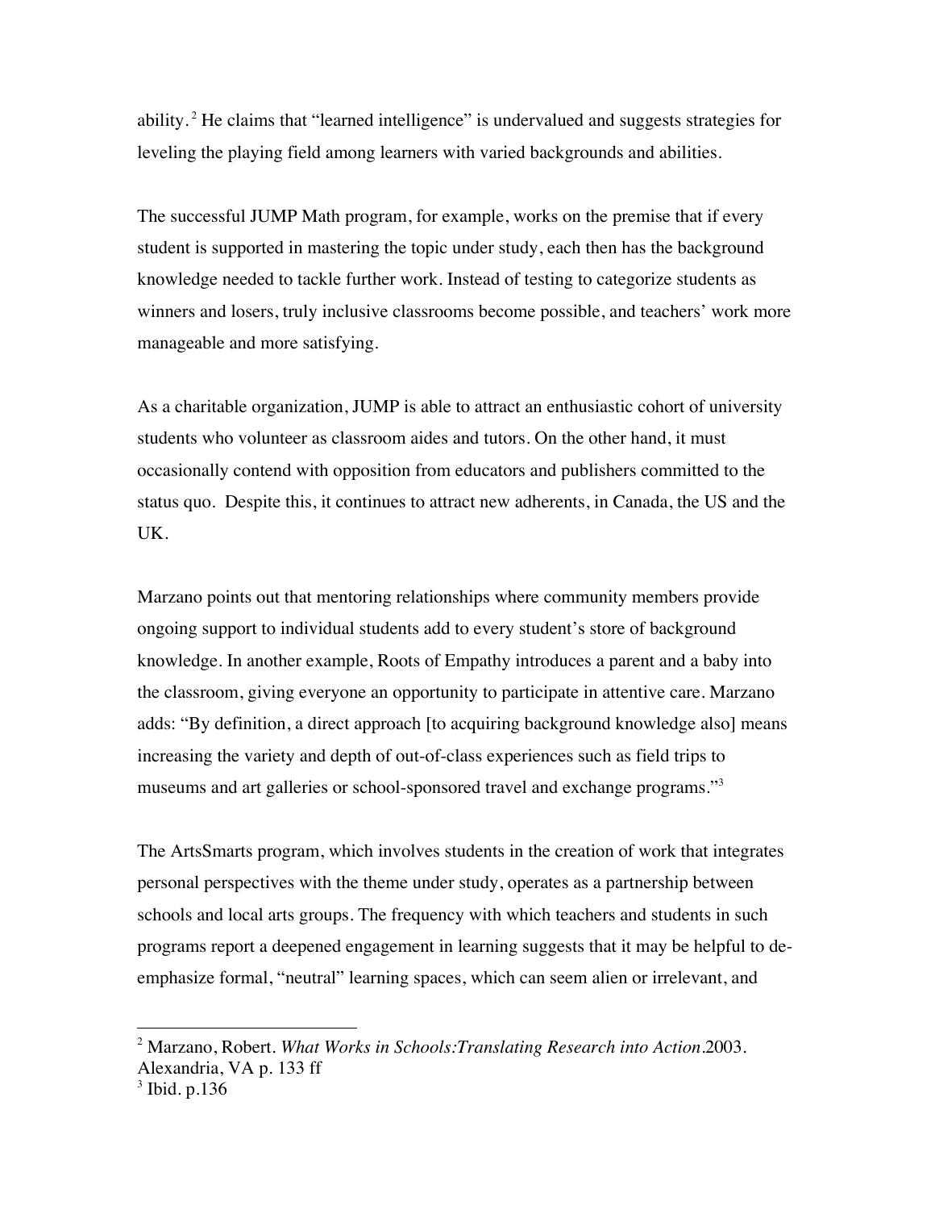ability.[2] He claims that "learned intelligence" is undervalued and suggests strategies for leveling the playing field among learners with varied backgrounds and abilities.

The successful JUMP Math program, for example, works on the premise that if every student is supported in mastering the topic under study, each then has the background knowledge needed to tackle further work. Instead of testing to categorize students as winners and losers, truly inclusive classrooms become possible, and teachers' work more manageable and more satisfying.

As a charitable organization, JUMP is able to attract an enthusiastic cohort of university students who volunteer as classroom aides and tutors. On the other hand, it must occasionally contend with opposition from educators and publishers committed to the status quo. Despite this, it continues to attract new adherents, in Canada, the US and the UK.

Marzano points out that mentoring relationships where community members provide ongoing support to individual students add to every student's store of background knowledge. In another example, Roots of Empathy introduces a parent and a baby into the classroom, giving everyone an opportunity to participate in attentive care. Marzano adds: "By definition, a direct approach [to acquiring background knowledge also] means increasing the variety and depth of out-of-class experiences such as field trips to museums and art galleries or school-sponsored travel and exchange programs."[3]

The ArtsSmarts program, which involves students in the creation of work that integrates personal perspectives with the theme under study, operates as a partnership between schools and local arts groups. The frequency with which teachers and students in such programs report a deepened engagement in learning suggests that it may be helpful to de-emphasize formal, "neutral" learning spaces, which can seem alien or irrelevant, and

---

[2] Marzano, Robert. *What Works in Schools:Translating Research into Action*.2003. Alexandria, VA p. 133 ff

[3] Ibid. p.136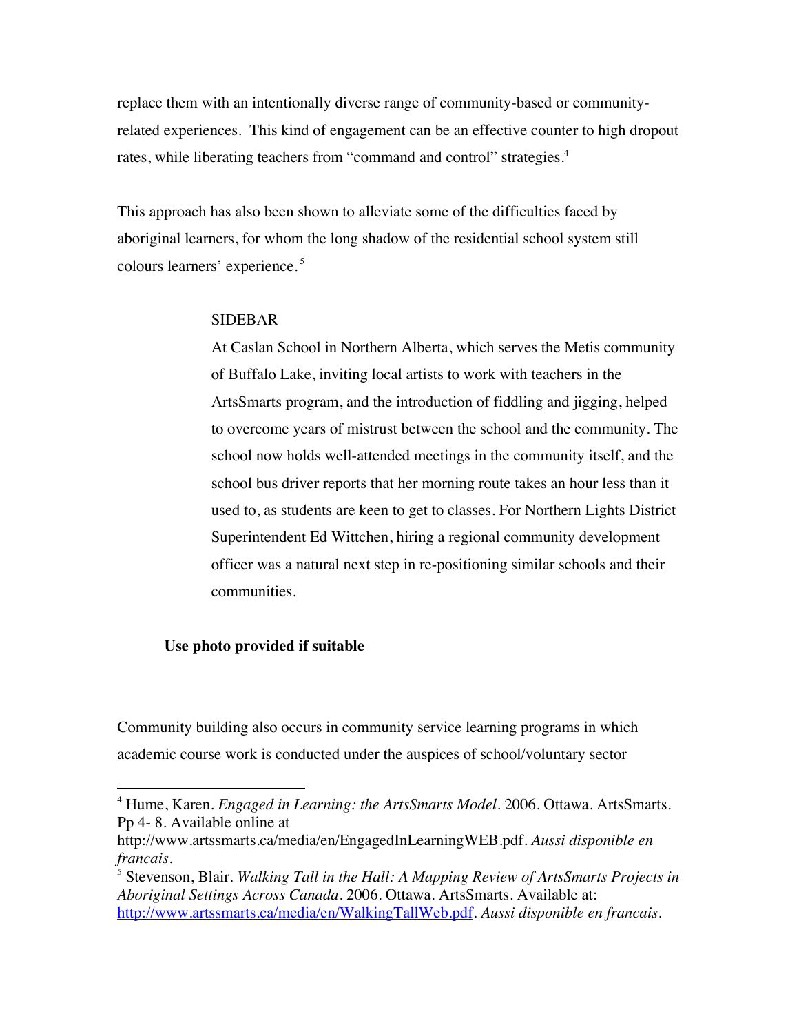replace them with an intentionally diverse range of community-based or community-related experiences. This kind of engagement can be an effective counter to high dropout rates, while liberating teachers from "command and control" strategies.[4]

This approach has also been shown to alleviate some of the difficulties faced by aboriginal learners, for whom the long shadow of the residential school system still colours learners' experience.[5]

> SIDEBAR
>
> At Caslan School in Northern Alberta, which serves the Metis community of Buffalo Lake, inviting local artists to work with teachers in the ArtsSmarts program, and the introduction of fiddling and jigging, helped to overcome years of mistrust between the school and the community. The school now holds well-attended meetings in the community itself, and the school bus driver reports that her morning route takes an hour less than it used to, as students are keen to get to classes. For Northern Lights District Superintendent Ed Wittchen, hiring a regional community development officer was a natural next step in re-positioning similar schools and their communities.

**Use photo provided if suitable**

Community building also occurs in community service learning programs in which academic course work is conducted under the auspices of school/voluntary sector

---

[4] Hume, Karen. *Engaged in Learning: the ArtsSmarts Model*. 2006. Ottawa. ArtsSmarts. Pp 4- 8. Available online at http://www.artssmarts.ca/media/en/EngagedInLearningWEB.pdf. *Aussi disponible en francais*.

[5] Stevenson, Blair. *Walking Tall in the Hall: A Mapping Review of ArtsSmarts Projects in Aboriginal Settings Across Canada*. 2006. Ottawa. ArtsSmarts. Available at: http://www.artssmarts.ca/media/en/WalkingTallWeb.pdf. *Aussi disponible en francais*.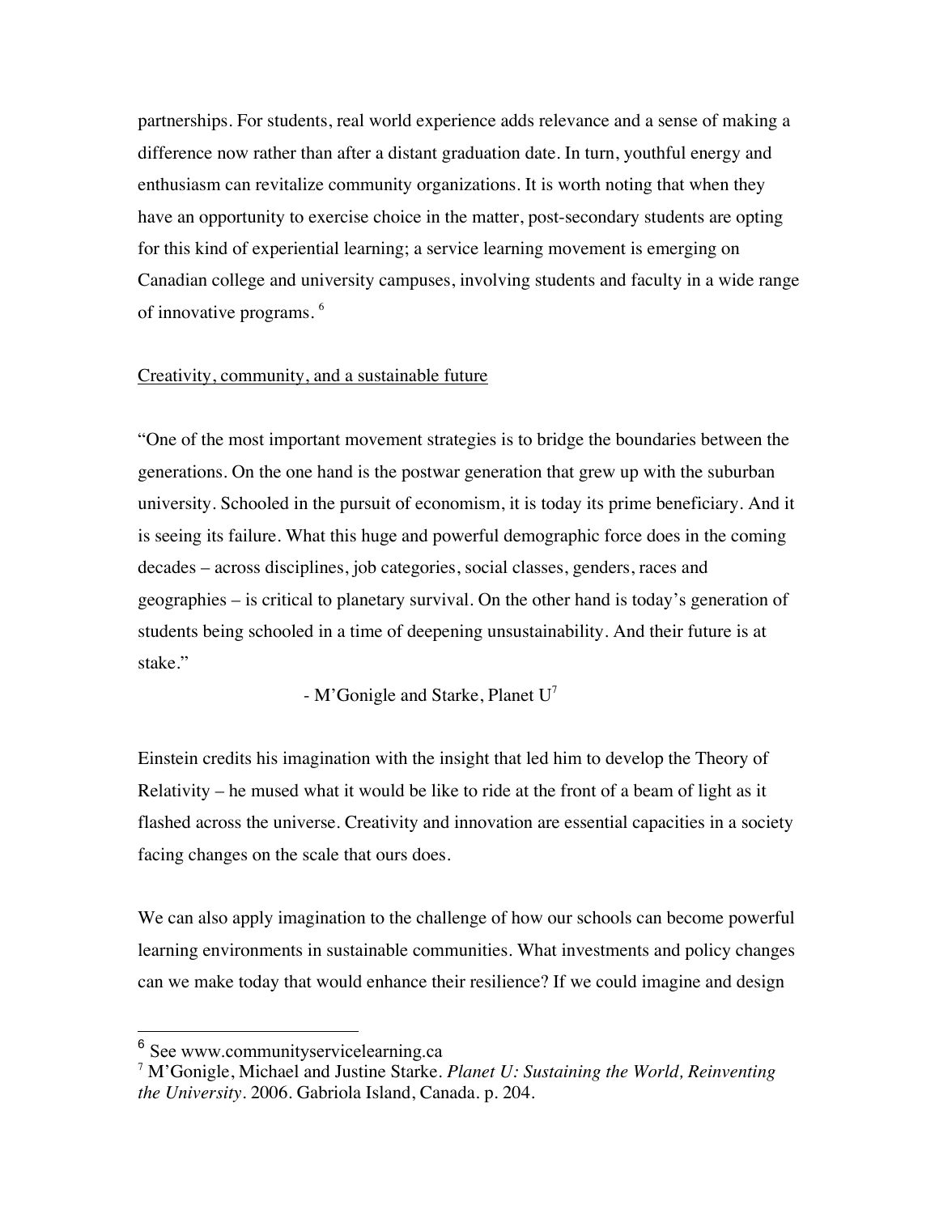partnerships. For students, real world experience adds relevance and a sense of making a difference now rather than after a distant graduation date. In turn, youthful energy and enthusiasm can revitalize community organizations. It is worth noting that when they have an opportunity to exercise choice in the matter, post-secondary students are opting for this kind of experiential learning; a service learning movement is emerging on Canadian college and university campuses, involving students and faculty in a wide range of innovative programs. [6]

## Creativity, community, and a sustainable future

"One of the most important movement strategies is to bridge the boundaries between the generations. On the one hand is the postwar generation that grew up with the suburban university. Schooled in the pursuit of economism, it is today its prime beneficiary. And it is seeing its failure. What this huge and powerful demographic force does in the coming decades – across disciplines, job categories, social classes, genders, races and geographies – is critical to planetary survival. On the other hand is today's generation of students being schooled in a time of deepening unsustainability. And their future is at stake."

- M'Gonigle and Starke, Planet U[7]

Einstein credits his imagination with the insight that led him to develop the Theory of Relativity – he mused what it would be like to ride at the front of a beam of light as it flashed across the universe. Creativity and innovation are essential capacities in a society facing changes on the scale that ours does.

We can also apply imagination to the challenge of how our schools can become powerful learning environments in sustainable communities. What investments and policy changes can we make today that would enhance their resilience? If we could imagine and design

---

[6] See www.communityservicelearning.ca

[7] M'Gonigle, Michael and Justine Starke. *Planet U: Sustaining the World, Reinventing the University*. 2006. Gabriola Island, Canada. p. 204.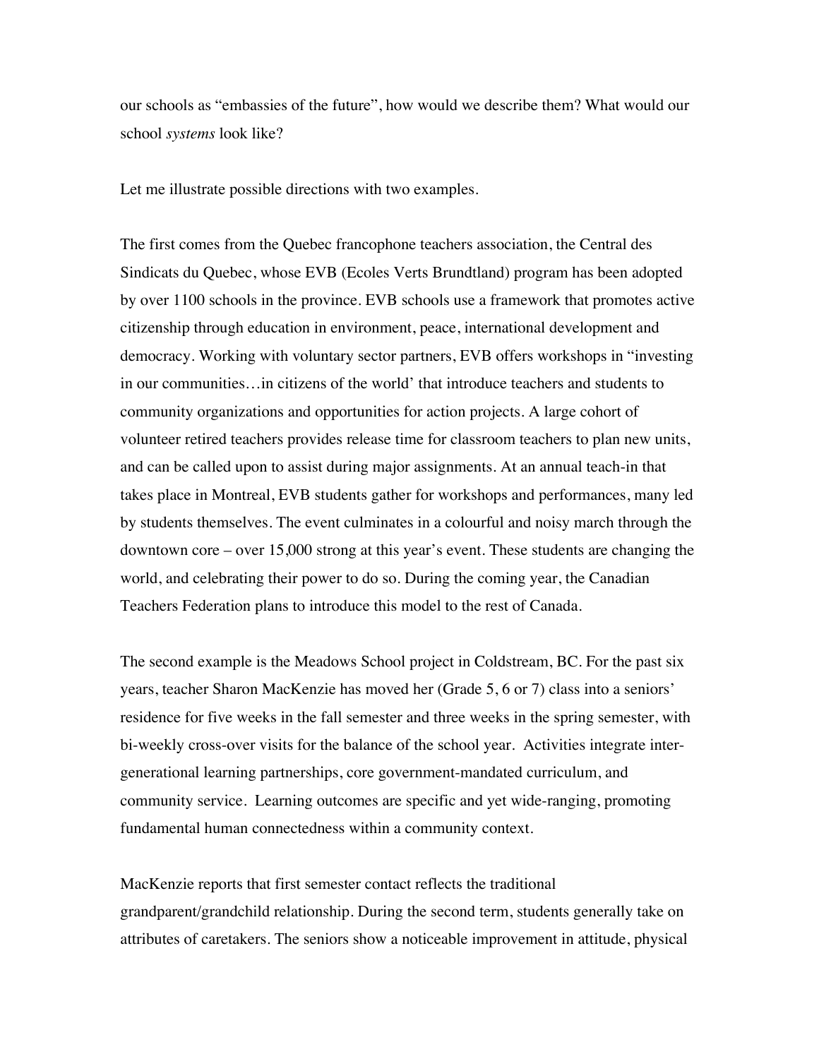our schools as "embassies of the future", how would we describe them? What would our school *systems* look like?

Let me illustrate possible directions with two examples.

The first comes from the Quebec francophone teachers association, the Central des Sindicats du Quebec, whose EVB (Ecoles Verts Brundtland) program has been adopted by over 1100 schools in the province. EVB schools use a framework that promotes active citizenship through education in environment, peace, international development and democracy. Working with voluntary sector partners, EVB offers workshops in "investing in our communities…in citizens of the world' that introduce teachers and students to community organizations and opportunities for action projects. A large cohort of volunteer retired teachers provides release time for classroom teachers to plan new units, and can be called upon to assist during major assignments. At an annual teach-in that takes place in Montreal, EVB students gather for workshops and performances, many led by students themselves. The event culminates in a colourful and noisy march through the downtown core – over 15,000 strong at this year's event. These students are changing the world, and celebrating their power to do so. During the coming year, the Canadian Teachers Federation plans to introduce this model to the rest of Canada.

The second example is the Meadows School project in Coldstream, BC. For the past six years, teacher Sharon MacKenzie has moved her (Grade 5, 6 or 7) class into a seniors' residence for five weeks in the fall semester and three weeks in the spring semester, with bi-weekly cross-over visits for the balance of the school year. Activities integrate inter-generational learning partnerships, core government-mandated curriculum, and community service. Learning outcomes are specific and yet wide-ranging, promoting fundamental human connectedness within a community context.

MacKenzie reports that first semester contact reflects the traditional grandparent/grandchild relationship. During the second term, students generally take on attributes of caretakers. The seniors show a noticeable improvement in attitude, physical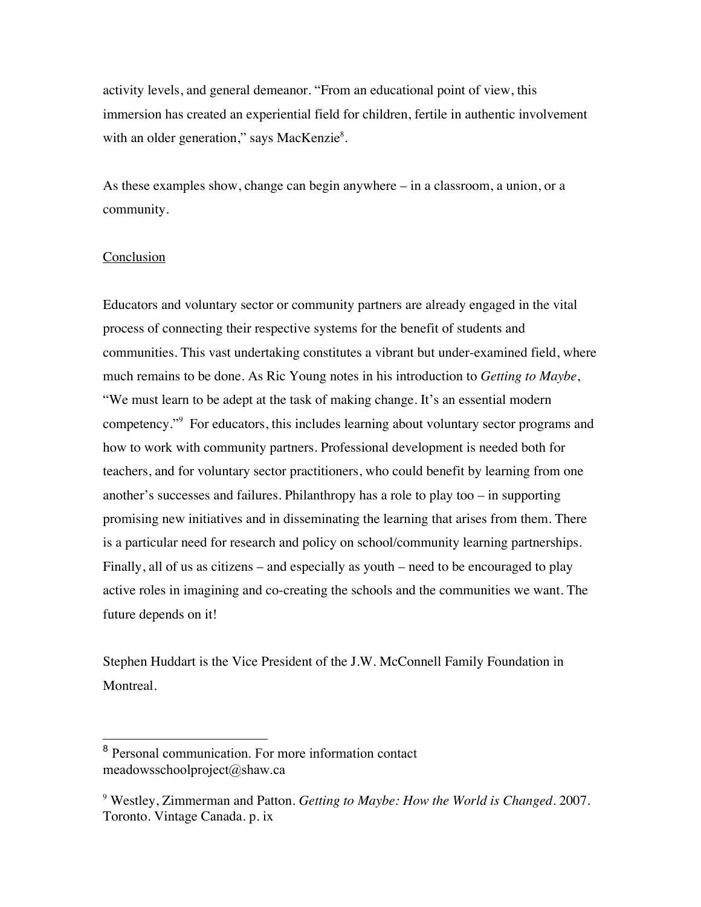activity levels, and general demeanor. "From an educational point of view, this immersion has created an experiential field for children, fertile in authentic involvement with an older generation," says MacKenzie[8].

As these examples show, change can begin anywhere – in a classroom, a union, or a community.

## Conclusion

Educators and voluntary sector or community partners are already engaged in the vital process of connecting their respective systems for the benefit of students and communities. This vast undertaking constitutes a vibrant but under-examined field, where much remains to be done. As Ric Young notes in his introduction to *Getting to Maybe*, "We must learn to be adept at the task of making change. It's an essential modern competency."[9] For educators, this includes learning about voluntary sector programs and how to work with community partners. Professional development is needed both for teachers, and for voluntary sector practitioners, who could benefit by learning from one another's successes and failures. Philanthropy has a role to play too – in supporting promising new initiatives and in disseminating the learning that arises from them. There is a particular need for research and policy on school/community learning partnerships. Finally, all of us as citizens – and especially as youth – need to be encouraged to play active roles in imagining and co-creating the schools and the communities we want. The future depends on it!

Stephen Huddart is the Vice President of the J.W. McConnell Family Foundation in Montreal.

---

[8] Personal communication. For more information contact meadowsschoolproject@shaw.ca

[9] Westley, Zimmerman and Patton. *Getting to Maybe: How the World is Changed*. 2007. Toronto. Vintage Canada. p. ix